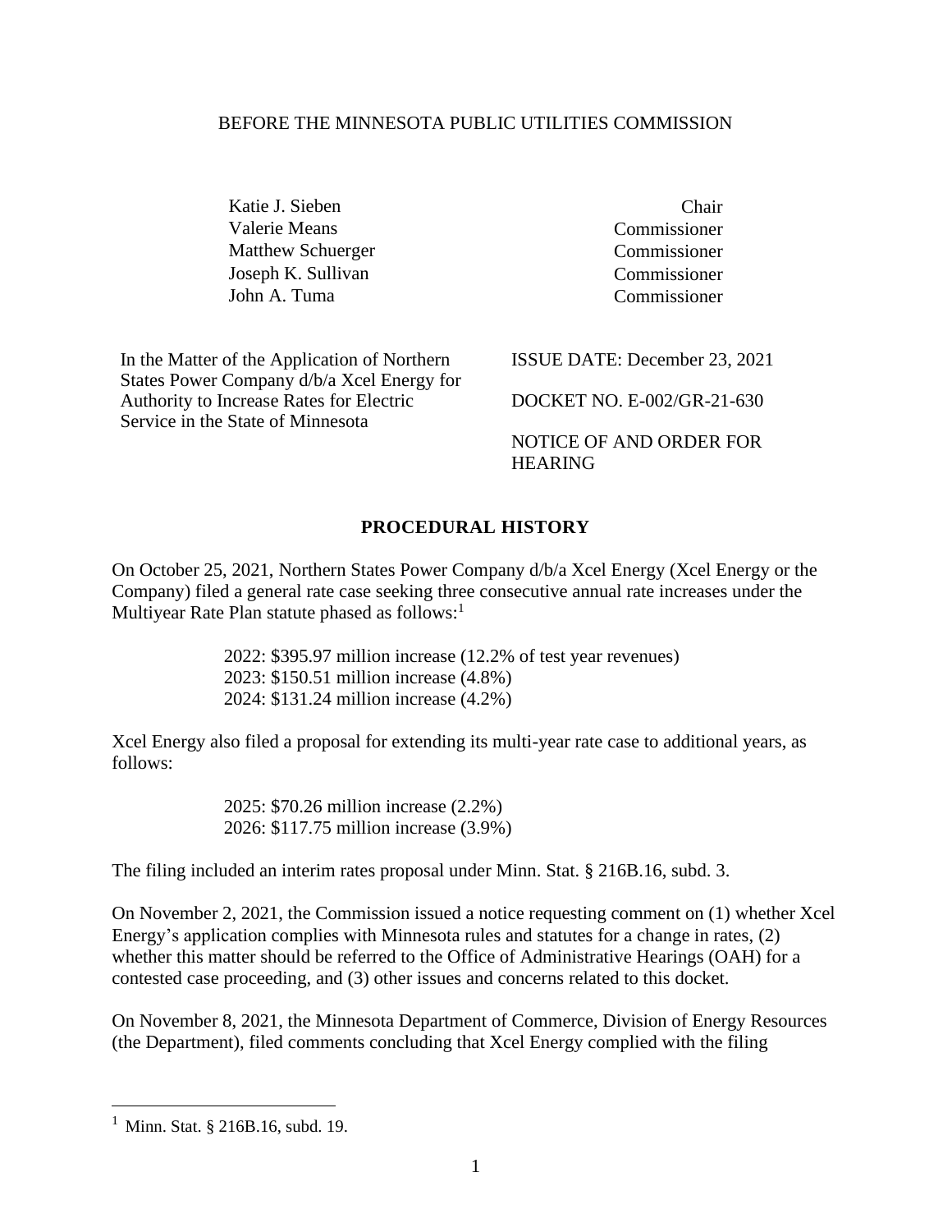BEFORE THE MINNESOTA PUBLIC UTILITIES COMMISSION

| | |
|---|---|
| Katie J. Sieben | Chair |
| Valerie Means | Commissioner |
| Matthew Schuerger | Commissioner |
| Joseph K. Sullivan | Commissioner |
| John A. Tuma | Commissioner |

| | |
|---|---|
| In the Matter of the Application of Northern States Power Company d/b/a Xcel Energy for Authority to Increase Rates for Electric Service in the State of Minnesota | ISSUE DATE: December 23, 2021<br><br>DOCKET NO. E-002/GR-21-630<br><br>NOTICE OF AND ORDER FOR HEARING |

## PROCEDURAL HISTORY

On October 25, 2021, Northern States Power Company d/b/a Xcel Energy (Xcel Energy or the Company) filed a general rate case seeking three consecutive annual rate increases under the Multiyear Rate Plan statute phased as follows:[1]

> 2022: $395.97 million increase (12.2% of test year revenues)
> 2023: $150.51 million increase (4.8%)
> 2024: $131.24 million increase (4.2%)

Xcel Energy also filed a proposal for extending its multi-year rate case to additional years, as follows:

> 2025: $70.26 million increase (2.2%)
> 2026: $117.75 million increase (3.9%)

The filing included an interim rates proposal under Minn. Stat. § 216B.16, subd. 3.

On November 2, 2021, the Commission issued a notice requesting comment on (1) whether Xcel Energy's application complies with Minnesota rules and statutes for a change in rates, (2) whether this matter should be referred to the Office of Administrative Hearings (OAH) for a contested case proceeding, and (3) other issues and concerns related to this docket.

On November 8, 2021, the Minnesota Department of Commerce, Division of Energy Resources (the Department), filed comments concluding that Xcel Energy complied with the filing

[1] Minn. Stat. § 216B.16, subd. 19.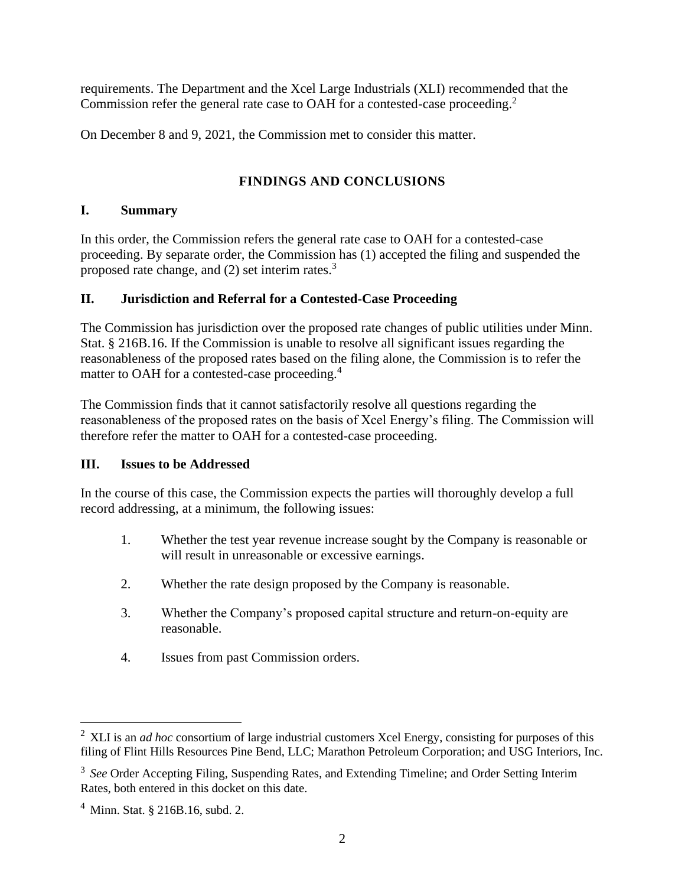requirements. The Department and the Xcel Large Industrials (XLI) recommended that the Commission refer the general rate case to OAH for a contested-case proceeding.[2]

On December 8 and 9, 2021, the Commission met to consider this matter.

## FINDINGS AND CONCLUSIONS

### I. Summary

In this order, the Commission refers the general rate case to OAH for a contested-case proceeding. By separate order, the Commission has (1) accepted the filing and suspended the proposed rate change, and (2) set interim rates.[3]

### II. Jurisdiction and Referral for a Contested-Case Proceeding

The Commission has jurisdiction over the proposed rate changes of public utilities under Minn. Stat. § 216B.16. If the Commission is unable to resolve all significant issues regarding the reasonableness of the proposed rates based on the filing alone, the Commission is to refer the matter to OAH for a contested-case proceeding.[4]

The Commission finds that it cannot satisfactorily resolve all questions regarding the reasonableness of the proposed rates on the basis of Xcel Energy's filing. The Commission will therefore refer the matter to OAH for a contested-case proceeding.

### III. Issues to be Addressed

In the course of this case, the Commission expects the parties will thoroughly develop a full record addressing, at a minimum, the following issues:

1. Whether the test year revenue increase sought by the Company is reasonable or will result in unreasonable or excessive earnings.
2. Whether the rate design proposed by the Company is reasonable.
3. Whether the Company's proposed capital structure and return-on-equity are reasonable.
4. Issues from past Commission orders.

---

[2] XLI is an *ad hoc* consortium of large industrial customers Xcel Energy, consisting for purposes of this filing of Flint Hills Resources Pine Bend, LLC; Marathon Petroleum Corporation; and USG Interiors, Inc.

[3] *See* Order Accepting Filing, Suspending Rates, and Extending Timeline; and Order Setting Interim Rates, both entered in this docket on this date.

[4] Minn. Stat. § 216B.16, subd. 2.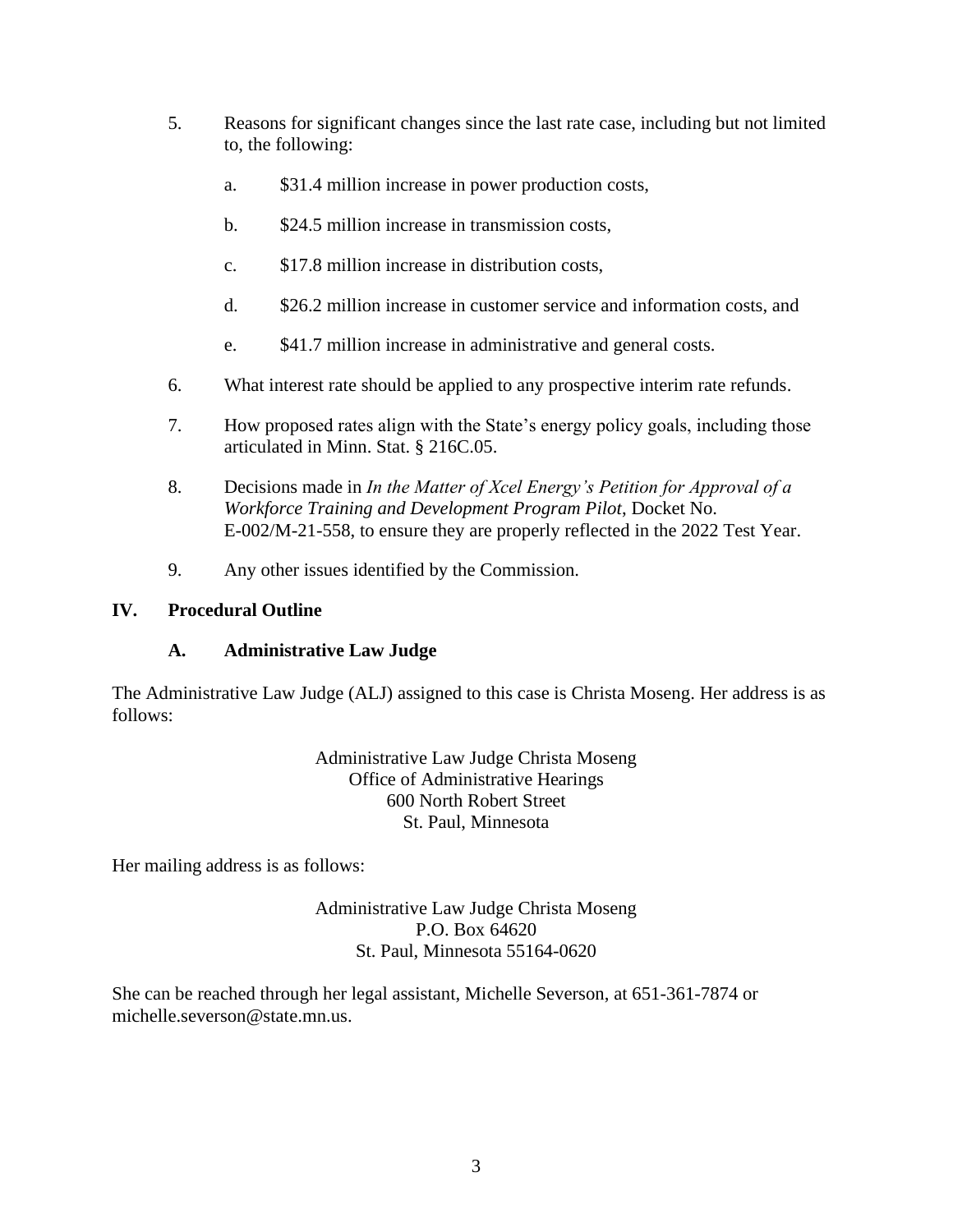5. Reasons for significant changes since the last rate case, including but not limited to, the following:

   a. $31.4 million increase in power production costs,

   b. $24.5 million increase in transmission costs,

   c. $17.8 million increase in distribution costs,

   d. $26.2 million increase in customer service and information costs, and

   e. $41.7 million increase in administrative and general costs.

6. What interest rate should be applied to any prospective interim rate refunds.

7. How proposed rates align with the State's energy policy goals, including those articulated in Minn. Stat. § 216C.05.

8. Decisions made in *In the Matter of Xcel Energy's Petition for Approval of a Workforce Training and Development Program Pilot*, Docket No. E-002/M-21-558, to ensure they are properly reflected in the 2022 Test Year.

9. Any other issues identified by the Commission.

## IV. Procedural Outline

### A. Administrative Law Judge

The Administrative Law Judge (ALJ) assigned to this case is Christa Moseng. Her address is as follows:

Administrative Law Judge Christa Moseng
Office of Administrative Hearings
600 North Robert Street
St. Paul, Minnesota

Her mailing address is as follows:

Administrative Law Judge Christa Moseng
P.O. Box 64620
St. Paul, Minnesota 55164-0620

She can be reached through her legal assistant, Michelle Severson, at 651-361-7874 or michelle.severson@state.mn.us.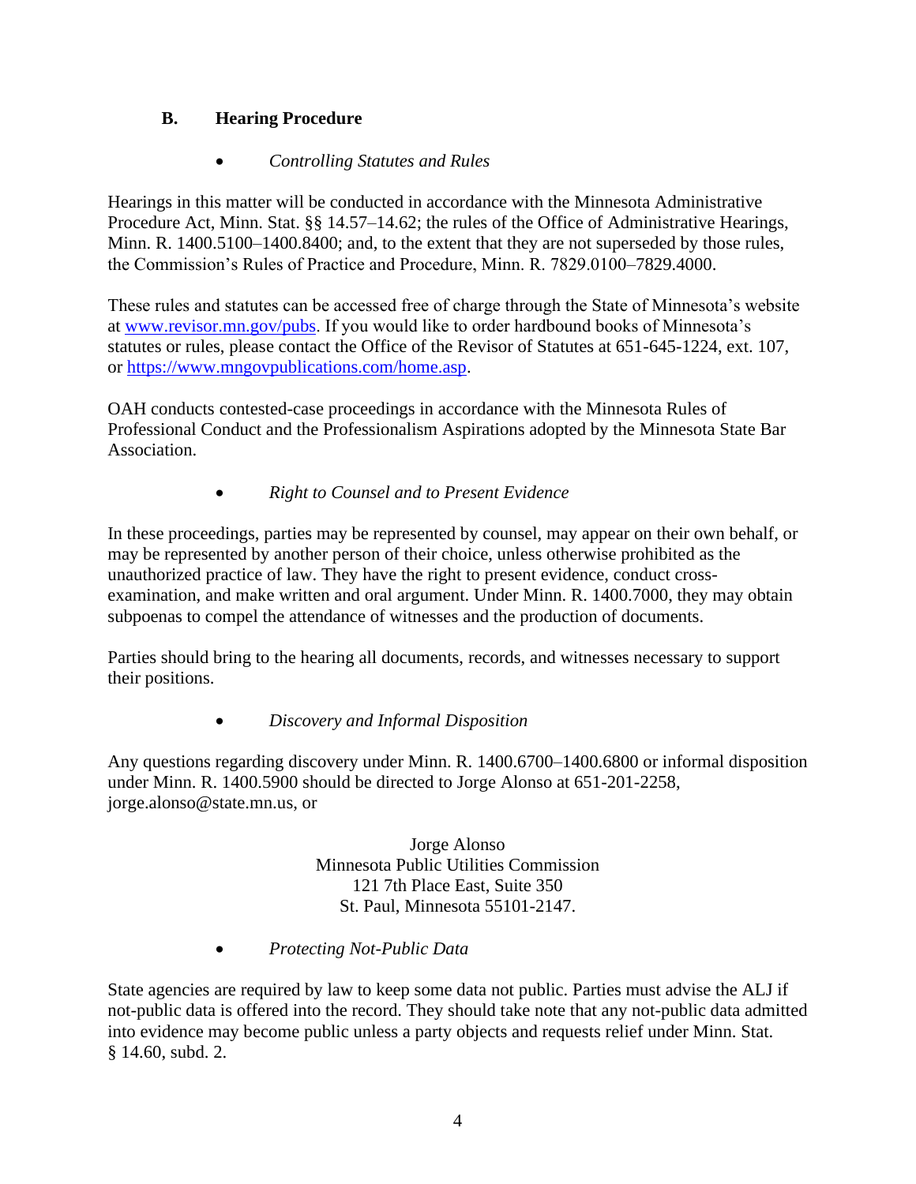### B. Hearing Procedure

- *Controlling Statutes and Rules*

Hearings in this matter will be conducted in accordance with the Minnesota Administrative Procedure Act, Minn. Stat. §§ 14.57–14.62; the rules of the Office of Administrative Hearings, Minn. R. 1400.5100–1400.8400; and, to the extent that they are not superseded by those rules, the Commission's Rules of Practice and Procedure, Minn. R. 7829.0100–7829.4000.

These rules and statutes can be accessed free of charge through the State of Minnesota's website at www.revisor.mn.gov/pubs. If you would like to order hardbound books of Minnesota's statutes or rules, please contact the Office of the Revisor of Statutes at 651-645-1224, ext. 107, or https://www.mngovpublications.com/home.asp.

OAH conducts contested-case proceedings in accordance with the Minnesota Rules of Professional Conduct and the Professionalism Aspirations adopted by the Minnesota State Bar Association.

- *Right to Counsel and to Present Evidence*

In these proceedings, parties may be represented by counsel, may appear on their own behalf, or may be represented by another person of their choice, unless otherwise prohibited as the unauthorized practice of law. They have the right to present evidence, conduct cross-examination, and make written and oral argument. Under Minn. R. 1400.7000, they may obtain subpoenas to compel the attendance of witnesses and the production of documents.

Parties should bring to the hearing all documents, records, and witnesses necessary to support their positions.

- *Discovery and Informal Disposition*

Any questions regarding discovery under Minn. R. 1400.6700–1400.6800 or informal disposition under Minn. R. 1400.5900 should be directed to Jorge Alonso at 651-201-2258, jorge.alonso@state.mn.us, or

Jorge Alonso
Minnesota Public Utilities Commission
121 7th Place East, Suite 350
St. Paul, Minnesota 55101-2147.

- *Protecting Not-Public Data*

State agencies are required by law to keep some data not public. Parties must advise the ALJ if not-public data is offered into the record. They should take note that any not-public data admitted into evidence may become public unless a party objects and requests relief under Minn. Stat. § 14.60, subd. 2.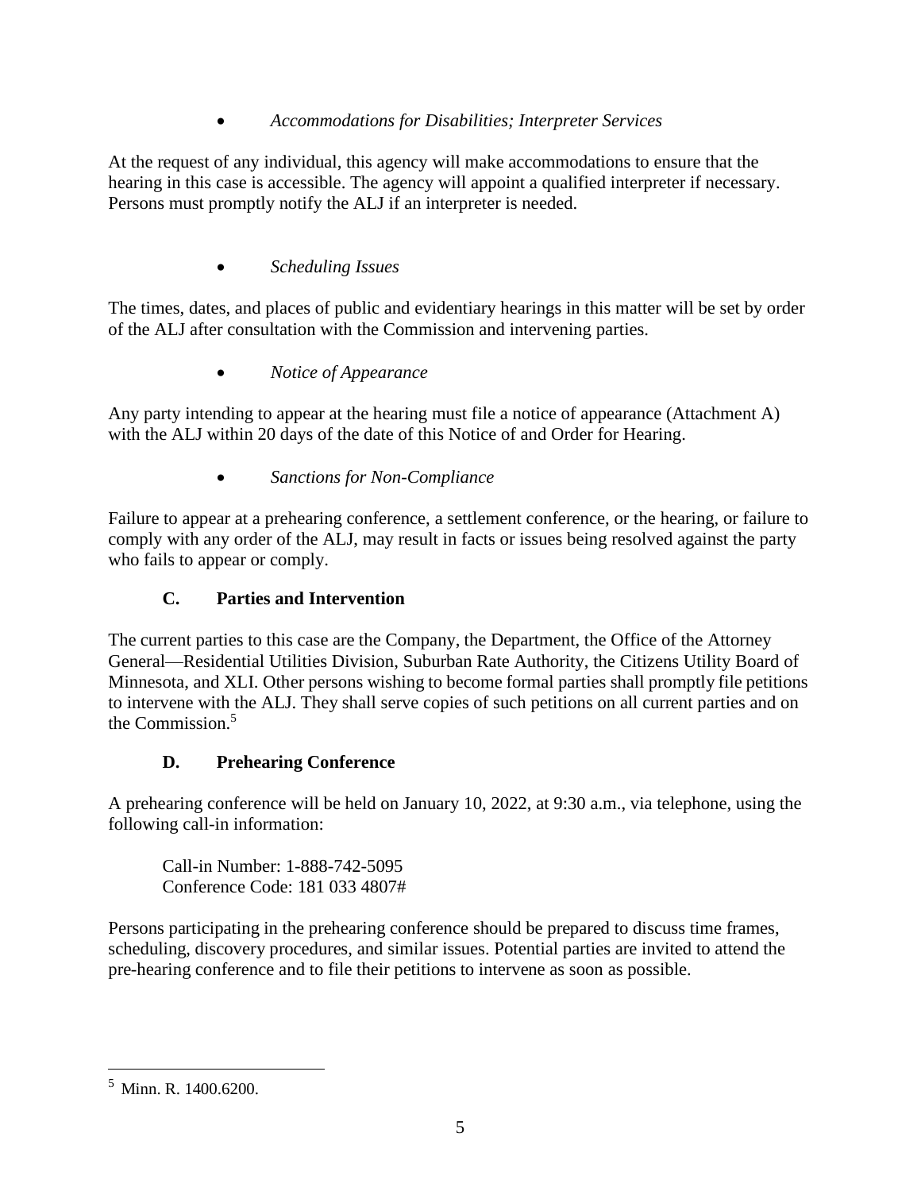- *Accommodations for Disabilities; Interpreter Services*

At the request of any individual, this agency will make accommodations to ensure that the hearing in this case is accessible. The agency will appoint a qualified interpreter if necessary. Persons must promptly notify the ALJ if an interpreter is needed.

- *Scheduling Issues*

The times, dates, and places of public and evidentiary hearings in this matter will be set by order of the ALJ after consultation with the Commission and intervening parties.

- *Notice of Appearance*

Any party intending to appear at the hearing must file a notice of appearance (Attachment A) with the ALJ within 20 days of the date of this Notice of and Order for Hearing.

- *Sanctions for Non-Compliance*

Failure to appear at a prehearing conference, a settlement conference, or the hearing, or failure to comply with any order of the ALJ, may result in facts or issues being resolved against the party who fails to appear or comply.

### C. Parties and Intervention

The current parties to this case are the Company, the Department, the Office of the Attorney General—Residential Utilities Division, Suburban Rate Authority, the Citizens Utility Board of Minnesota, and XLI. Other persons wishing to become formal parties shall promptly file petitions to intervene with the ALJ. They shall serve copies of such petitions on all current parties and on the Commission.[5]

### D. Prehearing Conference

A prehearing conference will be held on January 10, 2022, at 9:30 a.m., via telephone, using the following call-in information:

> Call-in Number: 1-888-742-5095
> Conference Code: 181 033 4807#

Persons participating in the prehearing conference should be prepared to discuss time frames, scheduling, discovery procedures, and similar issues. Potential parties are invited to attend the pre-hearing conference and to file their petitions to intervene as soon as possible.

---

[5] Minn. R. 1400.6200.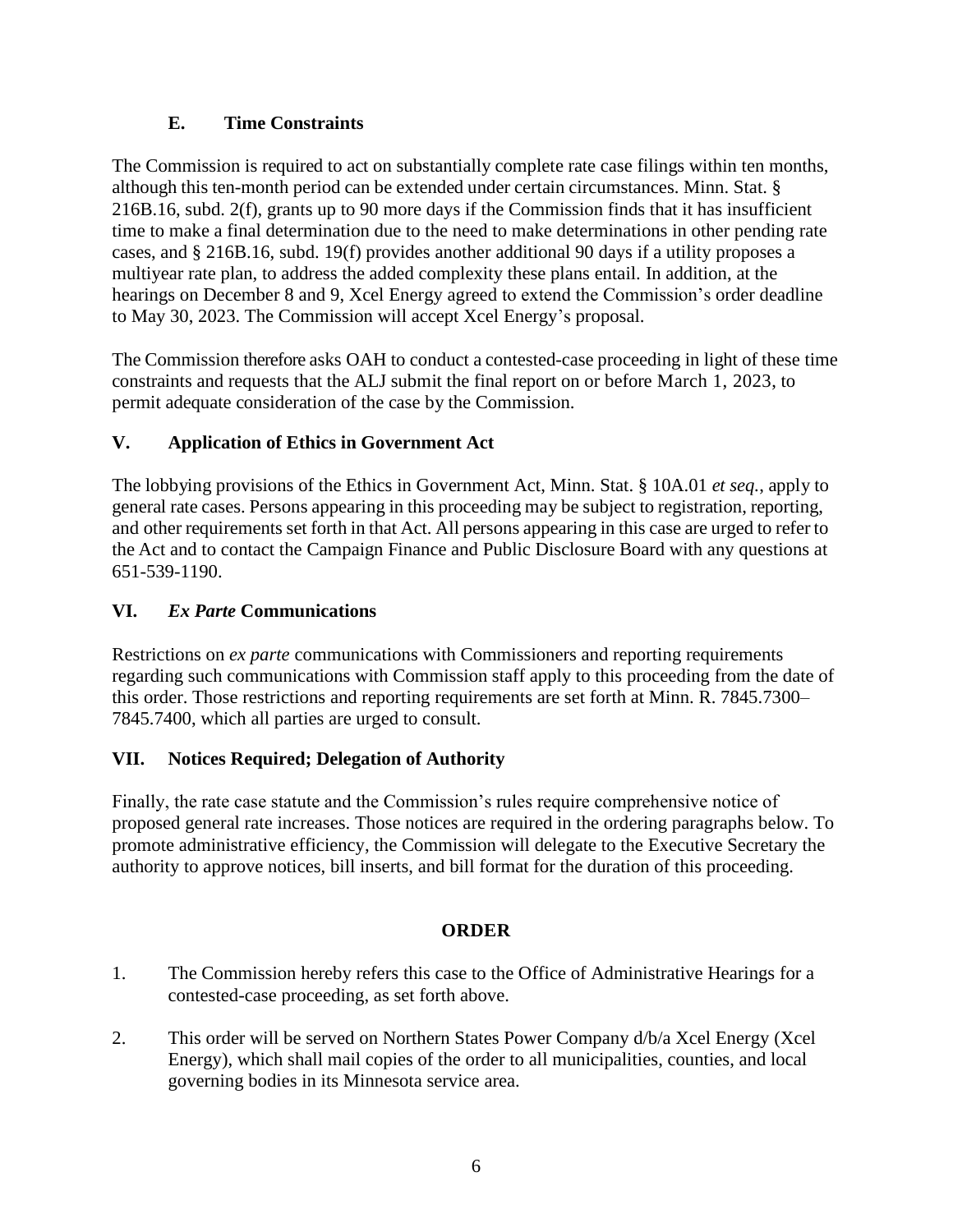### E. Time Constraints

The Commission is required to act on substantially complete rate case filings within ten months, although this ten-month period can be extended under certain circumstances. Minn. Stat. § 216B.16, subd. 2(f), grants up to 90 more days if the Commission finds that it has insufficient time to make a final determination due to the need to make determinations in other pending rate cases, and § 216B.16, subd. 19(f) provides another additional 90 days if a utility proposes a multiyear rate plan, to address the added complexity these plans entail. In addition, at the hearings on December 8 and 9, Xcel Energy agreed to extend the Commission's order deadline to May 30, 2023. The Commission will accept Xcel Energy's proposal.

The Commission therefore asks OAH to conduct a contested-case proceeding in light of these time constraints and requests that the ALJ submit the final report on or before March 1, 2023, to permit adequate consideration of the case by the Commission.

## V. Application of Ethics in Government Act

The lobbying provisions of the Ethics in Government Act, Minn. Stat. § 10A.01 *et seq.*, apply to general rate cases. Persons appearing in this proceeding may be subject to registration, reporting, and other requirements set forth in that Act. All persons appearing in this case are urged to refer to the Act and to contact the Campaign Finance and Public Disclosure Board with any questions at 651-539-1190.

## VI. *Ex Parte* Communications

Restrictions on *ex parte* communications with Commissioners and reporting requirements regarding such communications with Commission staff apply to this proceeding from the date of this order. Those restrictions and reporting requirements are set forth at Minn. R. 7845.7300–7845.7400, which all parties are urged to consult.

## VII. Notices Required; Delegation of Authority

Finally, the rate case statute and the Commission's rules require comprehensive notice of proposed general rate increases. Those notices are required in the ordering paragraphs below. To promote administrative efficiency, the Commission will delegate to the Executive Secretary the authority to approve notices, bill inserts, and bill format for the duration of this proceeding.

## ORDER

1. The Commission hereby refers this case to the Office of Administrative Hearings for a contested-case proceeding, as set forth above.

2. This order will be served on Northern States Power Company d/b/a Xcel Energy (Xcel Energy), which shall mail copies of the order to all municipalities, counties, and local governing bodies in its Minnesota service area.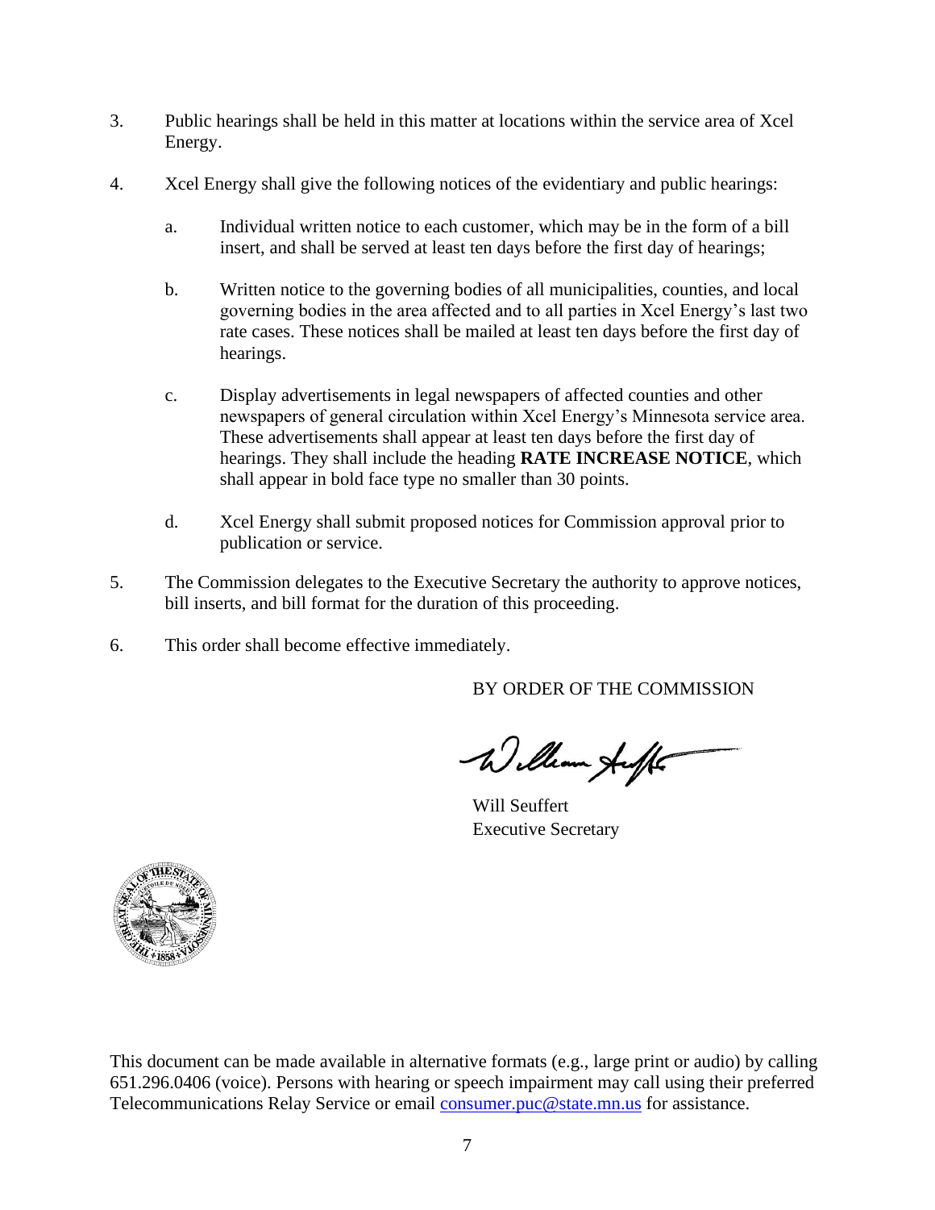3. Public hearings shall be held in this matter at locations within the service area of Xcel Energy.

4. Xcel Energy shall give the following notices of the evidentiary and public hearings:

   a. Individual written notice to each customer, which may be in the form of a bill insert, and shall be served at least ten days before the first day of hearings;

   b. Written notice to the governing bodies of all municipalities, counties, and local governing bodies in the area affected and to all parties in Xcel Energy's last two rate cases. These notices shall be mailed at least ten days before the first day of hearings.

   c. Display advertisements in legal newspapers of affected counties and other newspapers of general circulation within Xcel Energy's Minnesota service area. These advertisements shall appear at least ten days before the first day of hearings. They shall include the heading **RATE INCREASE NOTICE**, which shall appear in bold face type no smaller than 30 points.

   d. Xcel Energy shall submit proposed notices for Commission approval prior to publication or service.

5. The Commission delegates to the Executive Secretary the authority to approve notices, bill inserts, and bill format for the duration of this proceeding.

6. This order shall become effective immediately.

BY ORDER OF THE COMMISSION

Will Seuffert
Executive Secretary

This document can be made available in alternative formats (e.g., large print or audio) by calling 651.296.0406 (voice). Persons with hearing or speech impairment may call using their preferred Telecommunications Relay Service or email consumer.puc@state.mn.us for assistance.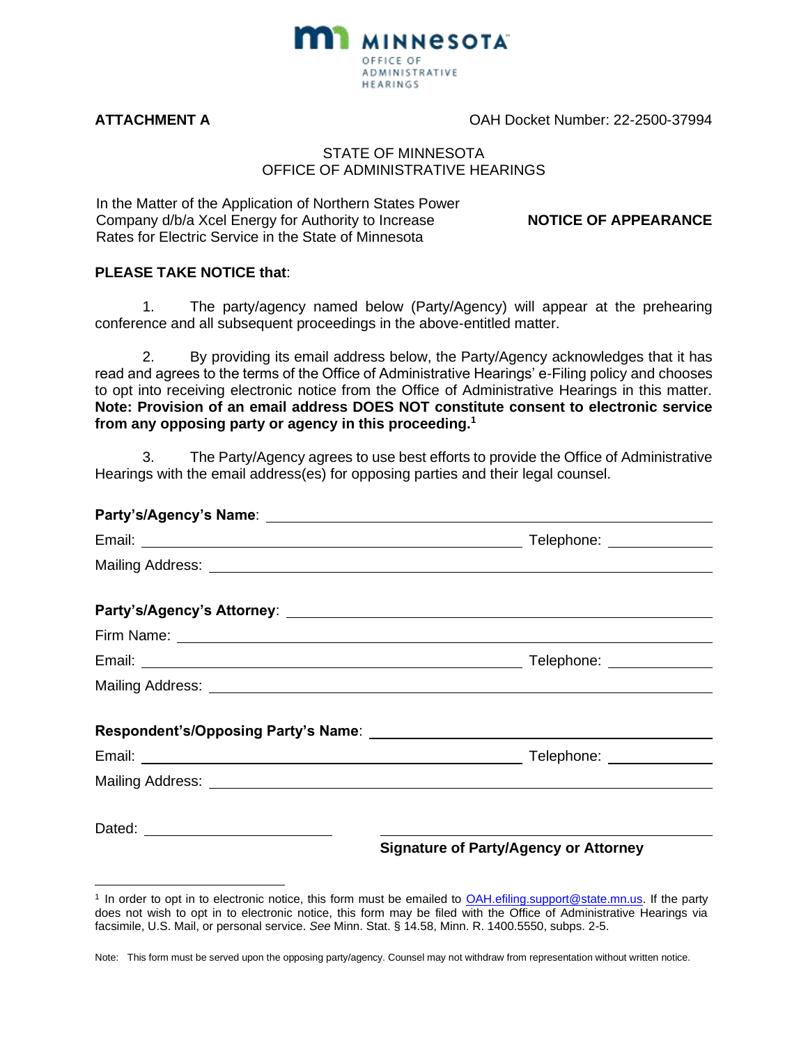MINNESOTA OFFICE OF ADMINISTRATIVE HEARINGS

**ATTACHMENT A** OAH Docket Number: 22-2500-37994

STATE OF MINNESOTA
OFFICE OF ADMINISTRATIVE HEARINGS

In the Matter of the Application of Northern States Power Company d/b/a Xcel Energy for Authority to Increase Rates for Electric Service in the State of Minnesota

**NOTICE OF APPEARANCE**

**PLEASE TAKE NOTICE that**:

1. The party/agency named below (Party/Agency) will appear at the prehearing conference and all subsequent proceedings in the above-entitled matter.

2. By providing its email address below, the Party/Agency acknowledges that it has read and agrees to the terms of the Office of Administrative Hearings' e-Filing policy and chooses to opt into receiving electronic notice from the Office of Administrative Hearings in this matter. **Note: Provision of an email address DOES NOT constitute consent to electronic service from any opposing party or agency in this proceeding.**[1]

3. The Party/Agency agrees to use best efforts to provide the Office of Administrative Hearings with the email address(es) for opposing parties and their legal counsel.

**Party's/Agency's Name**: ______________________________

Email: ______________________________ Telephone: ______________

Mailing Address: ______________________________

**Party's/Agency's Attorney**: ______________________________

Firm Name: ______________________________

Email: ______________________________ Telephone: ______________

Mailing Address: ______________________________

**Respondent's/Opposing Party's Name**: ______________________________

Email: ______________________________ Telephone: ______________

Mailing Address: ______________________________

Dated: ______________________

______________________________
**Signature of Party/Agency or Attorney**

[1] In order to opt in to electronic notice, this form must be emailed to OAH.efiling.support@state.mn.us. If the party does not wish to opt in to electronic notice, this form may be filed with the Office of Administrative Hearings via facsimile, U.S. Mail, or personal service. *See* Minn. Stat. § 14.58, Minn. R. 1400.5550, subps. 2-5.

Note: This form must be served upon the opposing party/agency. Counsel may not withdraw from representation without written notice.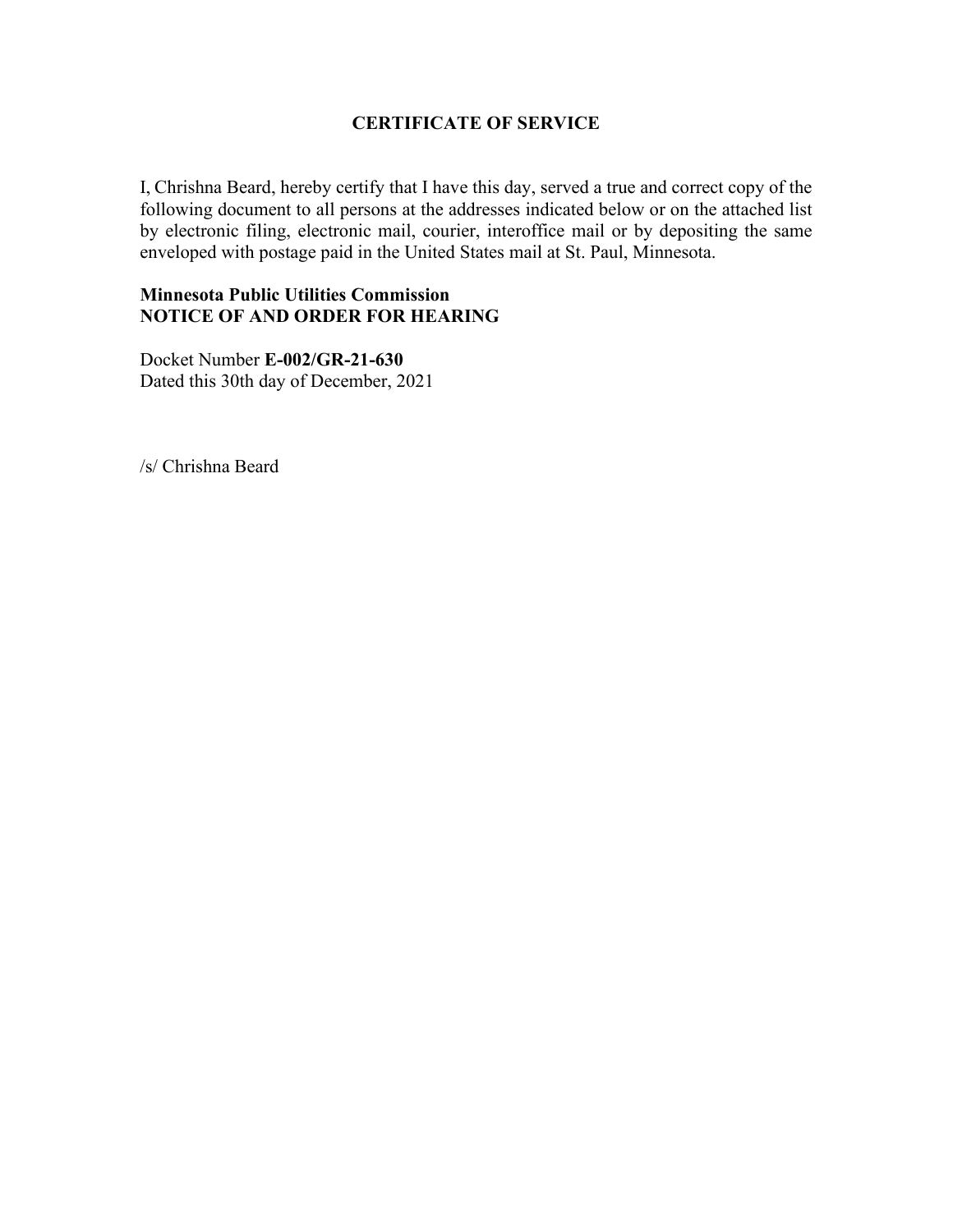# CERTIFICATE OF SERVICE

I, Chrishna Beard, hereby certify that I have this day, served a true and correct copy of the following document to all persons at the addresses indicated below or on the attached list by electronic filing, electronic mail, courier, interoffice mail or by depositing the same enveloped with postage paid in the United States mail at St. Paul, Minnesota.

**Minnesota Public Utilities Commission**
**NOTICE OF AND ORDER FOR HEARING**

Docket Number **E-002/GR-21-630**
Dated this 30th day of December, 2021

/s/ Chrishna Beard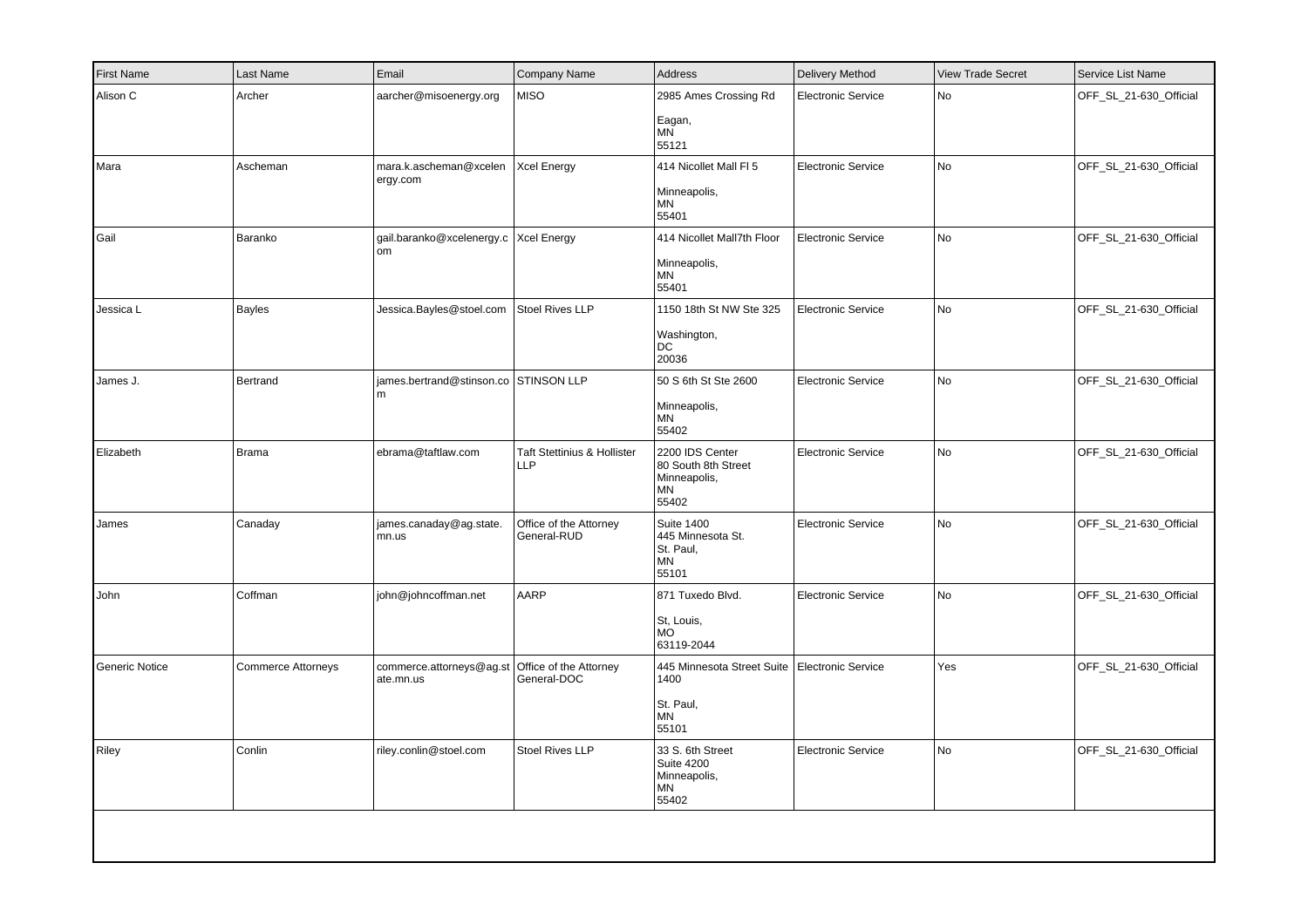| First Name | Last Name | Email | Company Name | Address | Delivery Method | View Trade Secret | Service List Name |
| --- | --- | --- | --- | --- | --- | --- | --- |
| Alison C | Archer | aarcher@misoenergy.org | MISO | 2985 Ames Crossing Rd<br><br>Eagan,<br>MN<br>55121 | Electronic Service | No | OFF_SL_21-630_Official |
| Mara | Ascheman | mara.k.ascheman@xcelenergy.com | Xcel Energy | 414 Nicollet Mall Fl 5<br><br>Minneapolis,<br>MN<br>55401 | Electronic Service | No | OFF_SL_21-630_Official |
| Gail | Baranko | gail.baranko@xcelenergy.com | Xcel Energy | 414 Nicollet Mall7th Floor<br><br>Minneapolis,<br>MN<br>55401 | Electronic Service | No | OFF_SL_21-630_Official |
| Jessica L | Bayles | Jessica.Bayles@stoel.com | Stoel Rives LLP | 1150 18th St NW Ste 325<br><br>Washington,<br>DC<br>20036 | Electronic Service | No | OFF_SL_21-630_Official |
| James J. | Bertrand | james.bertrand@stinson.com | STINSON LLP | 50 S 6th St Ste 2600<br><br>Minneapolis,<br>MN<br>55402 | Electronic Service | No | OFF_SL_21-630_Official |
| Elizabeth | Brama | ebrama@taftlaw.com | Taft Stettinius & Hollister LLP | 2200 IDS Center<br>80 South 8th Street<br>Minneapolis,<br>MN<br>55402 | Electronic Service | No | OFF_SL_21-630_Official |
| James | Canaday | james.canaday@ag.state.mn.us | Office of the Attorney General-RUD | Suite 1400<br>445 Minnesota St.<br>St. Paul,<br>MN<br>55101 | Electronic Service | No | OFF_SL_21-630_Official |
| John | Coffman | john@johncoffman.net | AARP | 871 Tuxedo Blvd.<br><br>St, Louis,<br>MO<br>63119-2044 | Electronic Service | No | OFF_SL_21-630_Official |
| Generic Notice | Commerce Attorneys | commerce.attorneys@ag.state.mn.us | Office of the Attorney General-DOC | 445 Minnesota Street Suite 1400<br><br>St. Paul,<br>MN<br>55101 | Electronic Service | Yes | OFF_SL_21-630_Official |
| Riley | Conlin | riley.conlin@stoel.com | Stoel Rives LLP | 33 S. 6th Street<br>Suite 4200<br>Minneapolis,<br>MN<br>55402 | Electronic Service | No | OFF_SL_21-630_Official |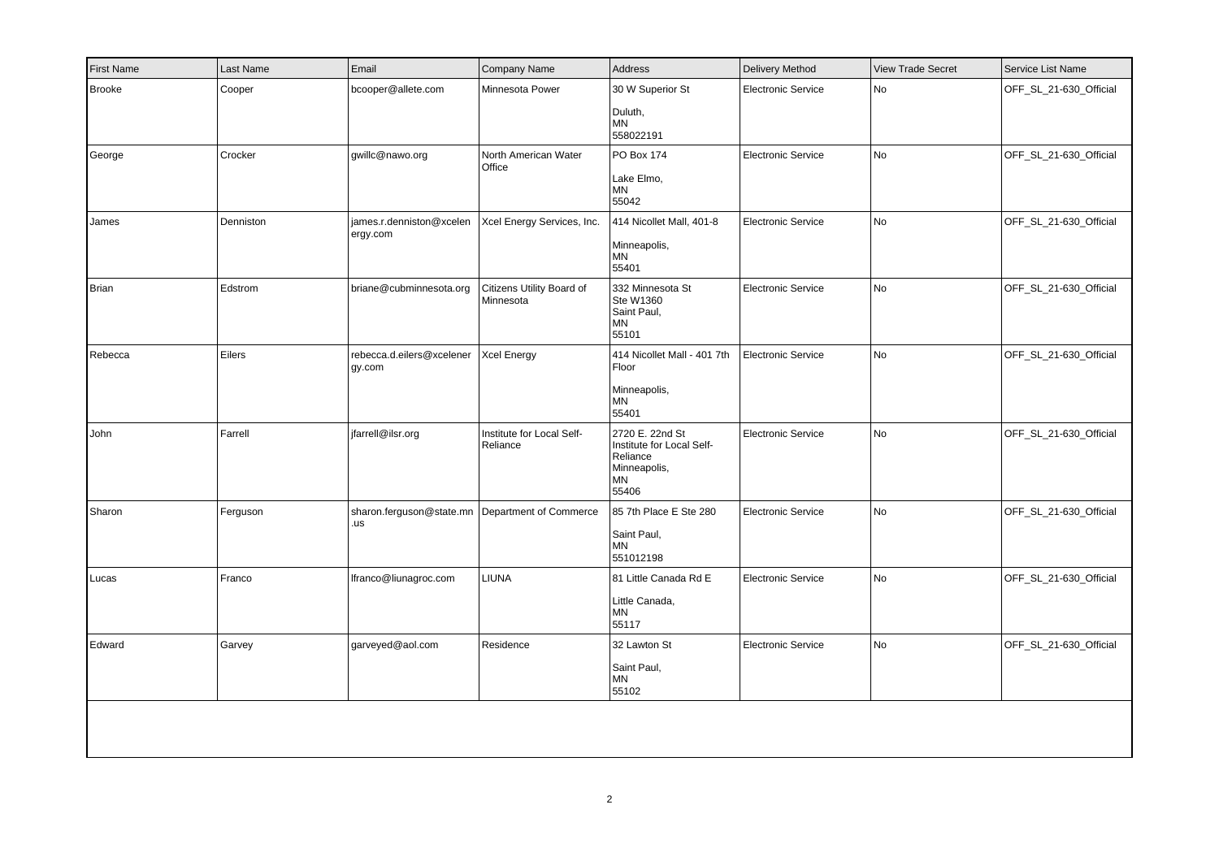| First Name | Last Name | Email | Company Name | Address | Delivery Method | View Trade Secret | Service List Name |
|---|---|---|---|---|---|---|---|
| Brooke | Cooper | bcooper@allete.com | Minnesota Power | 30 W Superior St<br><br>Duluth,<br>MN<br>558022191 | Electronic Service | No | OFF_SL_21-630_Official |
| George | Crocker | gwillc@nawo.org | North American Water Office | PO Box 174<br><br>Lake Elmo,<br>MN<br>55042 | Electronic Service | No | OFF_SL_21-630_Official |
| James | Denniston | james.r.denniston@xcelenergy.com | Xcel Energy Services, Inc. | 414 Nicollet Mall, 401-8<br><br>Minneapolis,<br>MN<br>55401 | Electronic Service | No | OFF_SL_21-630_Official |
| Brian | Edstrom | briane@cubminnesota.org | Citizens Utility Board of Minnesota | 332 Minnesota St<br>Ste W1360<br>Saint Paul,<br>MN<br>55101 | Electronic Service | No | OFF_SL_21-630_Official |
| Rebecca | Eilers | rebecca.d.eilers@xcelenergy.com | Xcel Energy | 414 Nicollet Mall - 401 7th Floor<br><br>Minneapolis,<br>MN<br>55401 | Electronic Service | No | OFF_SL_21-630_Official |
| John | Farrell | jfarrell@ilsr.org | Institute for Local Self-Reliance | 2720 E. 22nd St<br>Institute for Local Self-Reliance<br>Minneapolis,<br>MN<br>55406 | Electronic Service | No | OFF_SL_21-630_Official |
| Sharon | Ferguson | sharon.ferguson@state.mn.us | Department of Commerce | 85 7th Place E Ste 280<br><br>Saint Paul,<br>MN<br>551012198 | Electronic Service | No | OFF_SL_21-630_Official |
| Lucas | Franco | lfranco@liunagroc.com | LIUNA | 81 Little Canada Rd E<br><br>Little Canada,<br>MN<br>55117 | Electronic Service | No | OFF_SL_21-630_Official |
| Edward | Garvey | garveyed@aol.com | Residence | 32 Lawton St<br><br>Saint Paul,<br>MN<br>55102 | Electronic Service | No | OFF_SL_21-630_Official |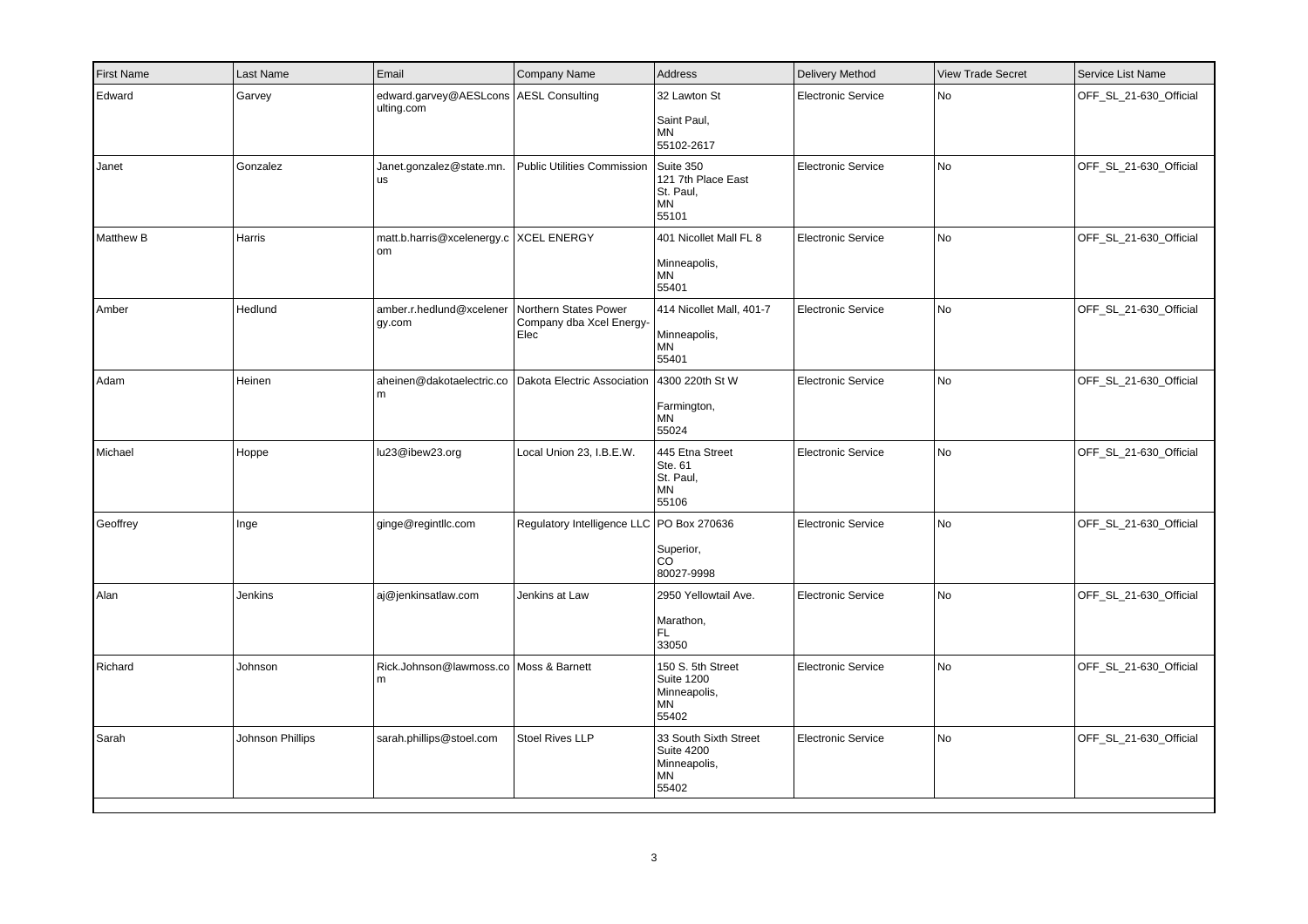| First Name | Last Name | Email | Company Name | Address | Delivery Method | View Trade Secret | Service List Name |
| --- | --- | --- | --- | --- | --- | --- | --- |
| Edward | Garvey | edward.garvey@AESLconsulting.com | AESL Consulting | 32 Lawton St<br>Saint Paul,<br>MN<br>55102-2617 | Electronic Service | No | OFF_SL_21-630_Official |
| Janet | Gonzalez | Janet.gonzalez@state.mn.us | Public Utilities Commission | Suite 350<br>121 7th Place East<br>St. Paul,<br>MN<br>55101 | Electronic Service | No | OFF_SL_21-630_Official |
| Matthew B | Harris | matt.b.harris@xcelenergy.com | XCEL ENERGY | 401 Nicollet Mall FL 8<br>Minneapolis,<br>MN<br>55401 | Electronic Service | No | OFF_SL_21-630_Official |
| Amber | Hedlund | amber.r.hedlund@xcelenergy.com | Northern States Power Company dba Xcel Energy-Elec | 414 Nicollet Mall, 401-7<br>Minneapolis,<br>MN<br>55401 | Electronic Service | No | OFF_SL_21-630_Official |
| Adam | Heinen | aheinen@dakotaelectric.com | Dakota Electric Association | 4300 220th St W<br>Farmington,<br>MN<br>55024 | Electronic Service | No | OFF_SL_21-630_Official |
| Michael | Hoppe | lu23@ibew23.org | Local Union 23, I.B.E.W. | 445 Etna Street<br>Ste. 61<br>St. Paul,<br>MN<br>55106 | Electronic Service | No | OFF_SL_21-630_Official |
| Geoffrey | Inge | ginge@regintllc.com | Regulatory Intelligence LLC | PO Box 270636<br>Superior,<br>CO<br>80027-9998 | Electronic Service | No | OFF_SL_21-630_Official |
| Alan | Jenkins | aj@jenkinsatlaw.com | Jenkins at Law | 2950 Yellowtail Ave.<br>Marathon,<br>FL<br>33050 | Electronic Service | No | OFF_SL_21-630_Official |
| Richard | Johnson | Rick.Johnson@lawmoss.com | Moss & Barnett | 150 S. 5th Street<br>Suite 1200<br>Minneapolis,<br>MN<br>55402 | Electronic Service | No | OFF_SL_21-630_Official |
| Sarah | Johnson Phillips | sarah.phillips@stoel.com | Stoel Rives LLP | 33 South Sixth Street<br>Suite 4200<br>Minneapolis,<br>MN<br>55402 | Electronic Service | No | OFF_SL_21-630_Official |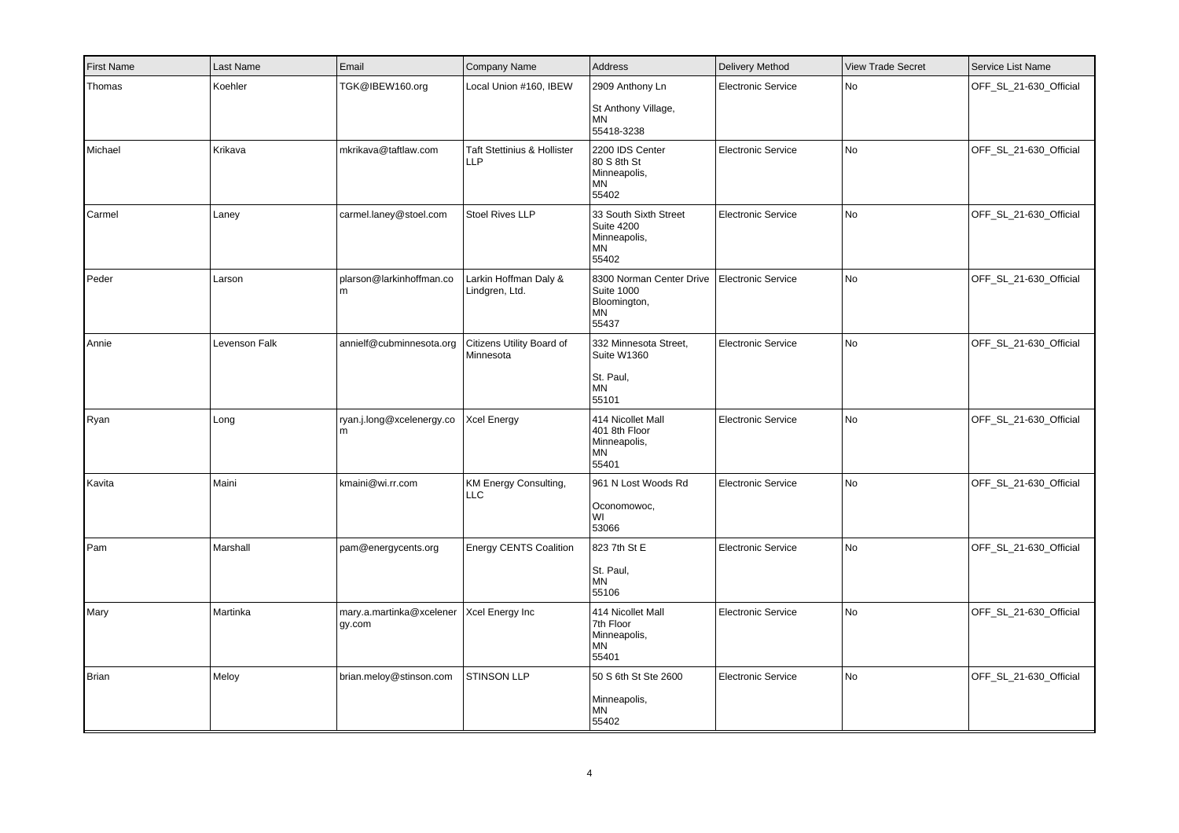| First Name | Last Name | Email | Company Name | Address | Delivery Method | View Trade Secret | Service List Name |
|---|---|---|---|---|---|---|---|
| Thomas | Koehler | TGK@IBEW160.org | Local Union #160, IBEW | 2909 Anthony Ln<br><br>St Anthony Village, MN 55418-3238 | Electronic Service | No | OFF_SL_21-630_Official |
| Michael | Krikava | mkrikava@taftlaw.com | Taft Stettinius & Hollister LLP | 2200 IDS Center<br>80 S 8th St<br>Minneapolis, MN 55402 | Electronic Service | No | OFF_SL_21-630_Official |
| Carmel | Laney | carmel.laney@stoel.com | Stoel Rives LLP | 33 South Sixth Street<br>Suite 4200<br>Minneapolis, MN 55402 | Electronic Service | No | OFF_SL_21-630_Official |
| Peder | Larson | plarson@larkinhoffman.com | Larkin Hoffman Daly & Lindgren, Ltd. | 8300 Norman Center Drive<br>Suite 1000<br>Bloomington, MN 55437 | Electronic Service | No | OFF_SL_21-630_Official |
| Annie | Levenson Falk | annielf@cubminnesota.org | Citizens Utility Board of Minnesota | 332 Minnesota Street, Suite W1360<br><br>St. Paul, MN 55101 | Electronic Service | No | OFF_SL_21-630_Official |
| Ryan | Long | ryan.j.long@xcelenergy.com | Xcel Energy | 414 Nicollet Mall<br>401 8th Floor<br>Minneapolis, MN 55401 | Electronic Service | No | OFF_SL_21-630_Official |
| Kavita | Maini | kmaini@wi.rr.com | KM Energy Consulting, LLC | 961 N Lost Woods Rd<br><br>Oconomowoc, WI 53066 | Electronic Service | No | OFF_SL_21-630_Official |
| Pam | Marshall | pam@energycents.org | Energy CENTS Coalition | 823 7th St E<br><br>St. Paul, MN 55106 | Electronic Service | No | OFF_SL_21-630_Official |
| Mary | Martinka | mary.a.martinka@xcelenergy.com | Xcel Energy Inc | 414 Nicollet Mall<br>7th Floor<br>Minneapolis, MN 55401 | Electronic Service | No | OFF_SL_21-630_Official |
| Brian | Meloy | brian.meloy@stinson.com | STINSON LLP | 50 S 6th St Ste 2600<br><br>Minneapolis, MN 55402 | Electronic Service | No | OFF_SL_21-630_Official |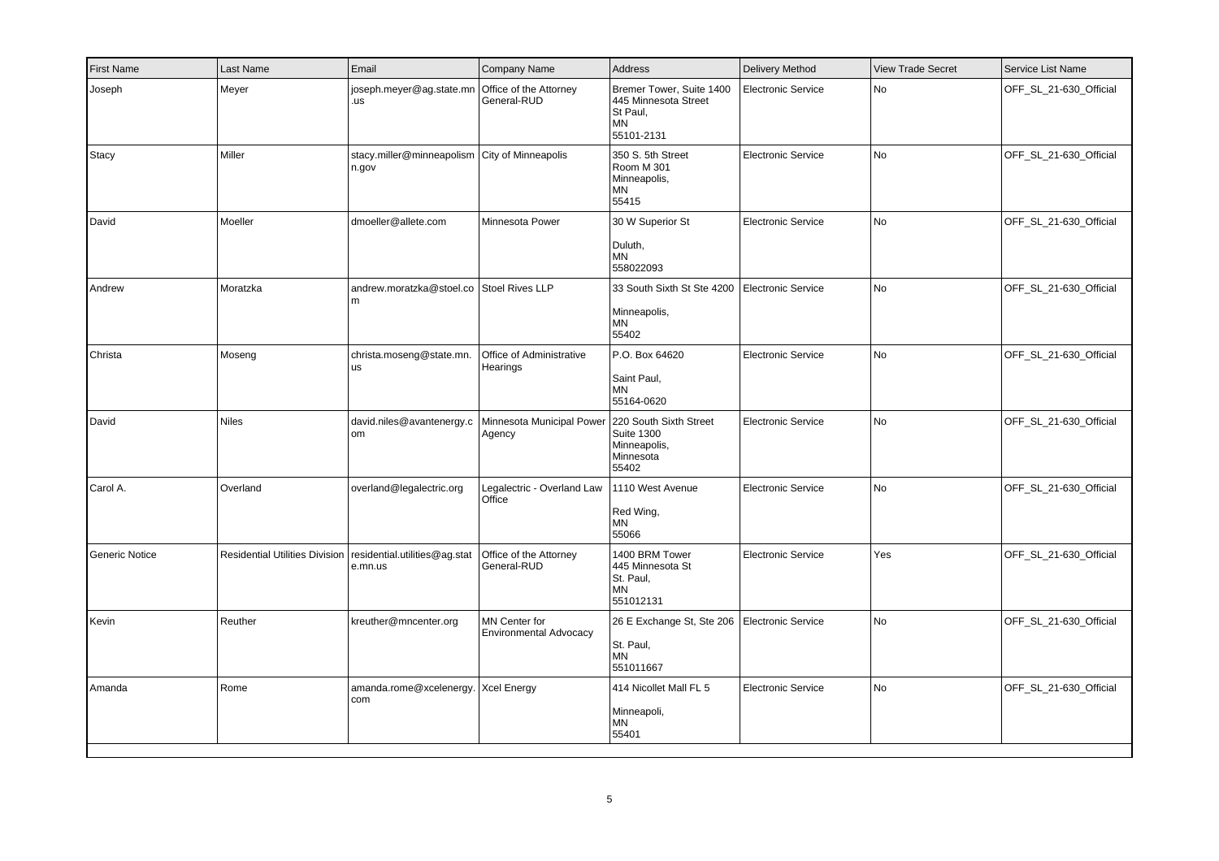| First Name | Last Name | Email | Company Name | Address | Delivery Method | View Trade Secret | Service List Name |
|---|---|---|---|---|---|---|---|
| Joseph | Meyer | joseph.meyer@ag.state.mn.us | Office of the Attorney General-RUD | Bremer Tower, Suite 1400 445 Minnesota Street St Paul, MN 55101-2131 | Electronic Service | No | OFF_SL_21-630_Official |
| Stacy | Miller | stacy.miller@minneapolismn.gov | City of Minneapolis | 350 S. 5th Street Room M 301 Minneapolis, MN 55415 | Electronic Service | No | OFF_SL_21-630_Official |
| David | Moeller | dmoeller@allete.com | Minnesota Power | 30 W Superior St Duluth, MN 558022093 | Electronic Service | No | OFF_SL_21-630_Official |
| Andrew | Moratzka | andrew.moratzka@stoel.com | Stoel Rives LLP | 33 South Sixth St Ste 4200 Minneapolis, MN 55402 | Electronic Service | No | OFF_SL_21-630_Official |
| Christa | Moseng | christa.moseng@state.mn.us | Office of Administrative Hearings | P.O. Box 64620 Saint Paul, MN 55164-0620 | Electronic Service | No | OFF_SL_21-630_Official |
| David | Niles | david.niles@avantenergy.com | Minnesota Municipal Power Agency | 220 South Sixth Street Suite 1300 Minneapolis, Minnesota 55402 | Electronic Service | No | OFF_SL_21-630_Official |
| Carol A. | Overland | overland@legalectric.org | Legalectric - Overland Law Office | 1110 West Avenue Red Wing, MN 55066 | Electronic Service | No | OFF_SL_21-630_Official |
| Generic Notice | Residential Utilities Division | residential.utilities@ag.state.mn.us | Office of the Attorney General-RUD | 1400 BRM Tower 445 Minnesota St St. Paul, MN 551012131 | Electronic Service | Yes | OFF_SL_21-630_Official |
| Kevin | Reuther | kreuther@mncenter.org | MN Center for Environmental Advocacy | 26 E Exchange St, Ste 206 St. Paul, MN 551011667 | Electronic Service | No | OFF_SL_21-630_Official |
| Amanda | Rome | amanda.rome@xcelenergy.com | Xcel Energy | 414 Nicollet Mall FL 5 Minneapoli, MN 55401 | Electronic Service | No | OFF_SL_21-630_Official |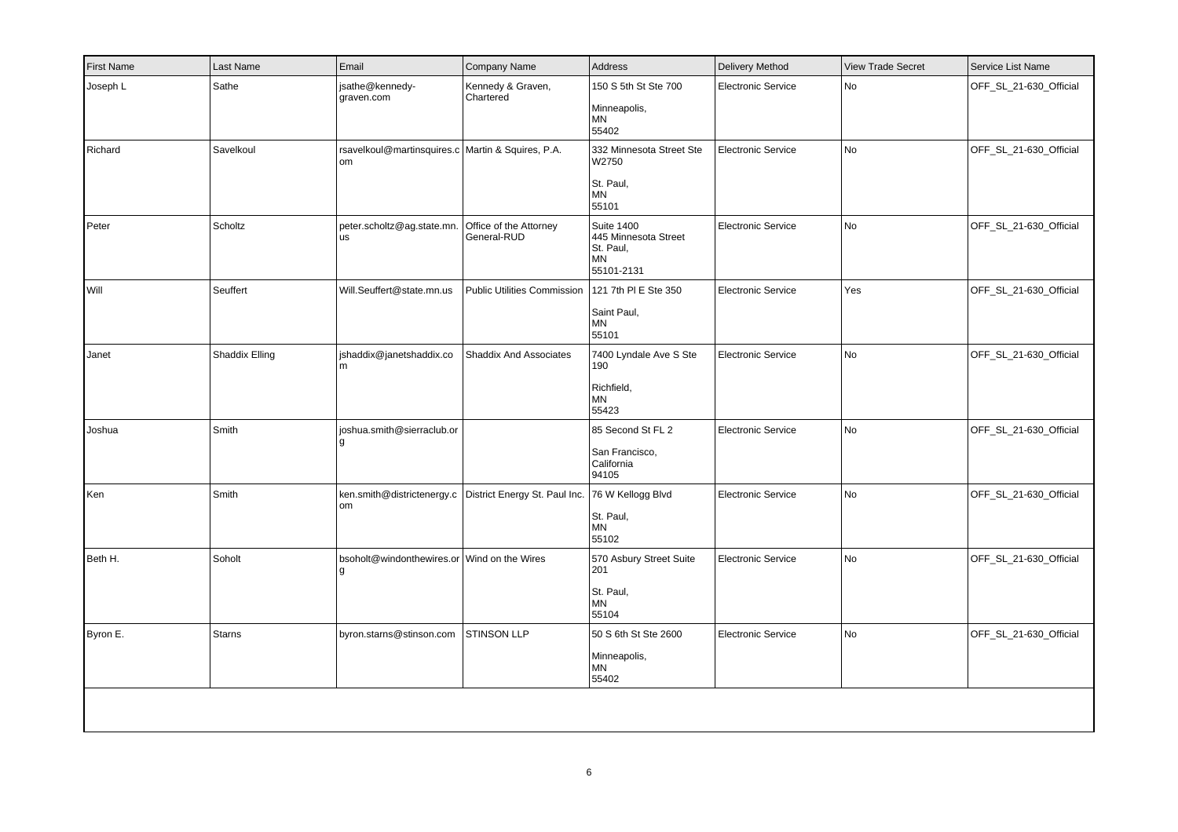| First Name | Last Name | Email | Company Name | Address | Delivery Method | View Trade Secret | Service List Name |
|---|---|---|---|---|---|---|---|
| Joseph L | Sathe | jsathe@kennedy-graven.com | Kennedy & Graven, Chartered | 150 S 5th St Ste 700<br><br>Minneapolis,<br>MN<br>55402 | Electronic Service | No | OFF_SL_21-630_Official |
| Richard | Savelkoul | rsavelkoul@martinsquires.com | Martin & Squires, P.A. | 332 Minnesota Street Ste W2750<br><br>St. Paul,<br>MN<br>55101 | Electronic Service | No | OFF_SL_21-630_Official |
| Peter | Scholtz | peter.scholtz@ag.state.mn.us | Office of the Attorney General-RUD | Suite 1400<br>445 Minnesota Street<br>St. Paul,<br>MN<br>55101-2131 | Electronic Service | No | OFF_SL_21-630_Official |
| Will | Seuffert | Will.Seuffert@state.mn.us | Public Utilities Commission | 121 7th Pl E Ste 350<br><br>Saint Paul,<br>MN<br>55101 | Electronic Service | Yes | OFF_SL_21-630_Official |
| Janet | Shaddix Elling | jshaddix@janetshaddix.com | Shaddix And Associates | 7400 Lyndale Ave S Ste 190<br><br>Richfield,<br>MN<br>55423 | Electronic Service | No | OFF_SL_21-630_Official |
| Joshua | Smith | joshua.smith@sierraclub.org | | 85 Second St FL 2<br><br>San Francisco,<br>California<br>94105 | Electronic Service | No | OFF_SL_21-630_Official |
| Ken | Smith | ken.smith@districtenergy.com | District Energy St. Paul Inc. | 76 W Kellogg Blvd<br><br>St. Paul,<br>MN<br>55102 | Electronic Service | No | OFF_SL_21-630_Official |
| Beth H. | Soholt | bsoholt@windonthewires.org | Wind on the Wires | 570 Asbury Street Suite 201<br><br>St. Paul,<br>MN<br>55104 | Electronic Service | No | OFF_SL_21-630_Official |
| Byron E. | Starns | byron.starns@stinson.com | STINSON LLP | 50 S 6th St Ste 2600<br><br>Minneapolis,<br>MN<br>55402 | Electronic Service | No | OFF_SL_21-630_Official |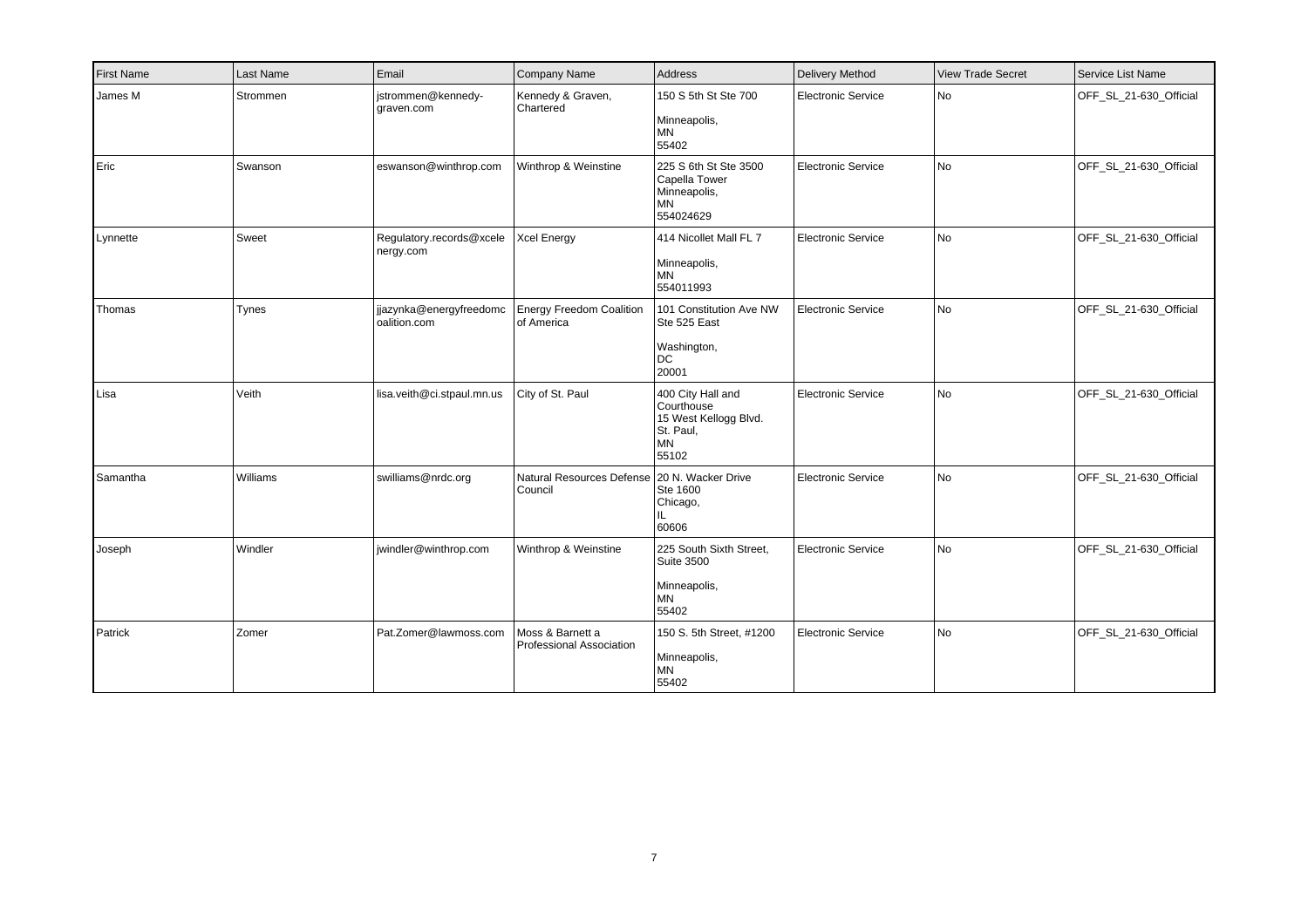| First Name | Last Name | Email | Company Name | Address | Delivery Method | View Trade Secret | Service List Name |
|---|---|---|---|---|---|---|---|
| James M | Strommen | jstrommen@kennedy-graven.com | Kennedy & Graven, Chartered | 150 S 5th St Ste 700<br><br>Minneapolis,<br>MN<br>55402 | Electronic Service | No | OFF_SL_21-630_Official |
| Eric | Swanson | eswanson@winthrop.com | Winthrop & Weinstine | 225 S 6th St Ste 3500 Capella Tower<br>Minneapolis,<br>MN<br>554024629 | Electronic Service | No | OFF_SL_21-630_Official |
| Lynnette | Sweet | Regulatory.records@xcelenergy.com | Xcel Energy | 414 Nicollet Mall FL 7<br><br>Minneapolis,<br>MN<br>554011993 | Electronic Service | No | OFF_SL_21-630_Official |
| Thomas | Tynes | jjazynka@energyfreedomcoalition.com | Energy Freedom Coalition of America | 101 Constitution Ave NW Ste 525 East<br><br>Washington,<br>DC<br>20001 | Electronic Service | No | OFF_SL_21-630_Official |
| Lisa | Veith | lisa.veith@ci.stpaul.mn.us | City of St. Paul | 400 City Hall and Courthouse<br>15 West Kellogg Blvd.<br>St. Paul,<br>MN<br>55102 | Electronic Service | No | OFF_SL_21-630_Official |
| Samantha | Williams | swilliams@nrdc.org | Natural Resources Defense Council | 20 N. Wacker Drive Ste 1600<br>Chicago,<br>IL<br>60606 | Electronic Service | No | OFF_SL_21-630_Official |
| Joseph | Windler | jwindler@winthrop.com | Winthrop & Weinstine | 225 South Sixth Street, Suite 3500<br><br>Minneapolis,<br>MN<br>55402 | Electronic Service | No | OFF_SL_21-630_Official |
| Patrick | Zomer | Pat.Zomer@lawmoss.com | Moss & Barnett a Professional Association | 150 S. 5th Street, #1200<br><br>Minneapolis,<br>MN<br>55402 | Electronic Service | No | OFF_SL_21-630_Official |